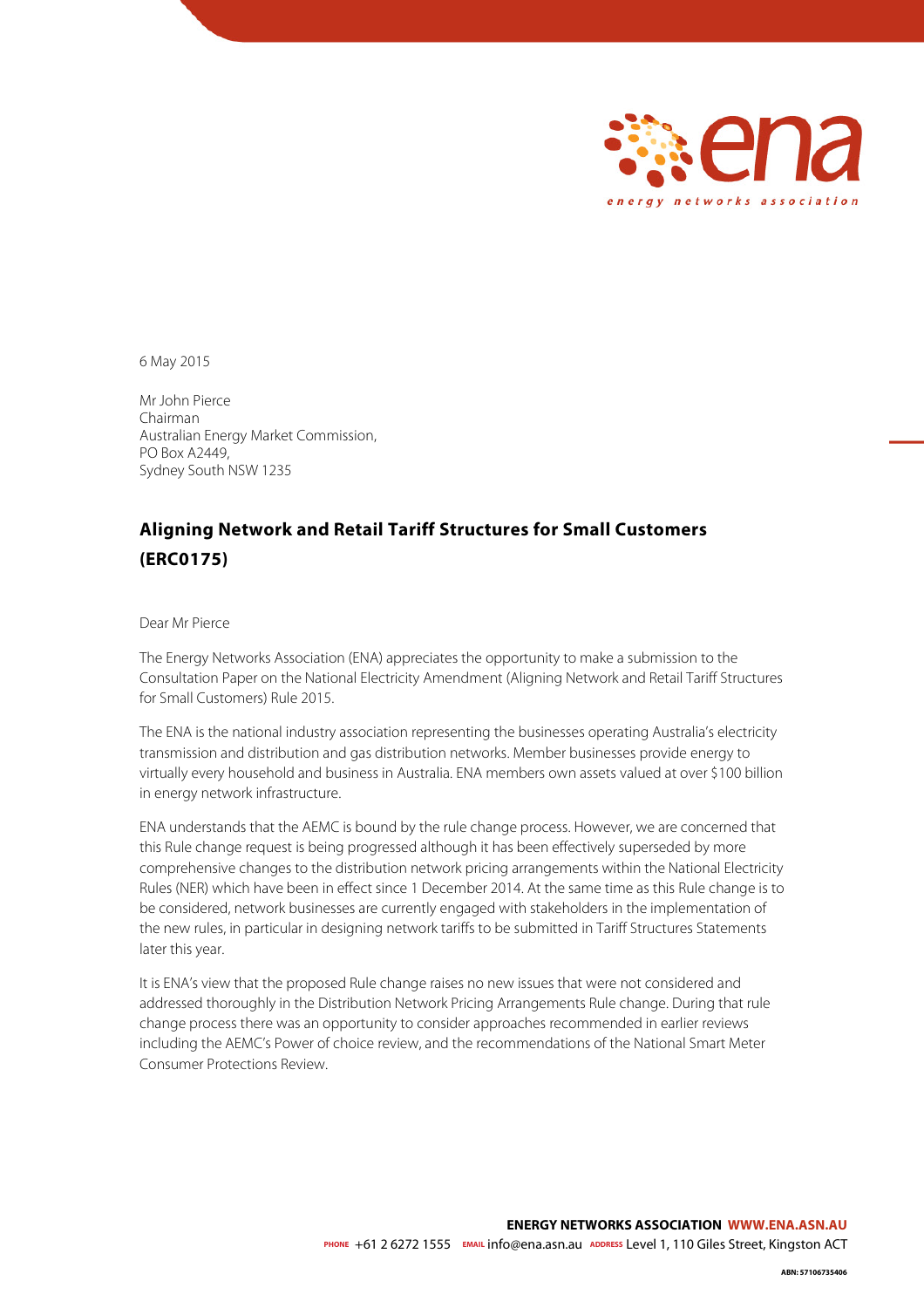6 May 2015

Mr John Pierce
Chairman
Australian Energy Market Commission,
PO Box A2449,
Sydney South NSW 1235

## Aligning Network and Retail Tariff Structures for Small Customers (ERC0175)

Dear Mr Pierce

The Energy Networks Association (ENA) appreciates the opportunity to make a submission to the Consultation Paper on the National Electricity Amendment (Aligning Network and Retail Tariff Structures for Small Customers) Rule 2015.

The ENA is the national industry association representing the businesses operating Australia's electricity transmission and distribution and gas distribution networks. Member businesses provide energy to virtually every household and business in Australia. ENA members own assets valued at over $100 billion in energy network infrastructure.

ENA understands that the AEMC is bound by the rule change process. However, we are concerned that this Rule change request is being progressed although it has been effectively superseded by more comprehensive changes to the distribution network pricing arrangements within the National Electricity Rules (NER) which have been in effect since 1 December 2014. At the same time as this Rule change is to be considered, network businesses are currently engaged with stakeholders in the implementation of the new rules, in particular in designing network tariffs to be submitted in Tariff Structures Statements later this year.

It is ENA's view that the proposed Rule change raises no new issues that were not considered and addressed thoroughly in the Distribution Network Pricing Arrangements Rule change. During that rule change process there was an opportunity to consider approaches recommended in earlier reviews including the AEMC's Power of choice review, and the recommendations of the National Smart Meter Consumer Protections Review.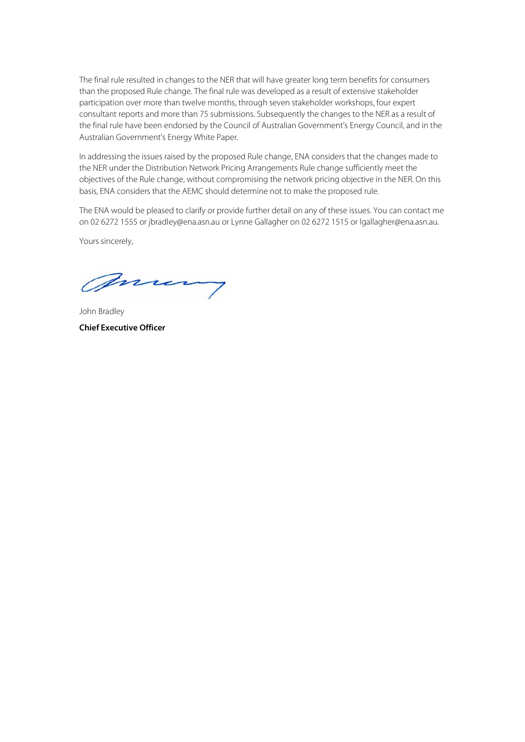The final rule resulted in changes to the NER that will have greater long term benefits for consumers than the proposed Rule change. The final rule was developed as a result of extensive stakeholder participation over more than twelve months, through seven stakeholder workshops, four expert consultant reports and more than 75 submissions. Subsequently the changes to the NER as a result of the final rule have been endorsed by the Council of Australian Government's Energy Council, and in the Australian Government's Energy White Paper.

In addressing the issues raised by the proposed Rule change, ENA considers that the changes made to the NER under the Distribution Network Pricing Arrangements Rule change sufficiently meet the objectives of the Rule change, without compromising the network pricing objective in the NER. On this basis, ENA considers that the AEMC should determine not to make the proposed rule.

The ENA would be pleased to clarify or provide further detail on any of these issues. You can contact me on 02 6272 1555 or jbradley@ena.asn.au or Lynne Gallagher on 02 6272 1515 or lgallagher@ena.asn.au.

Yours sincerely,

John Bradley

**Chief Executive Officer**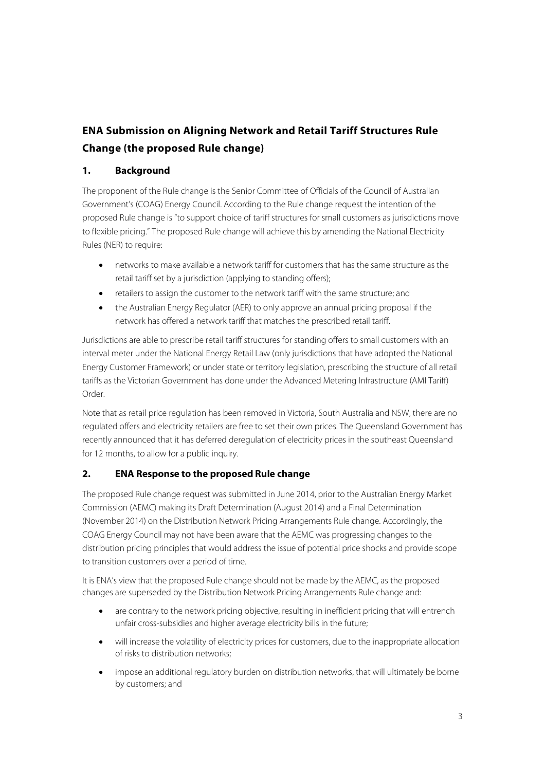## ENA Submission on Aligning Network and Retail Tariff Structures Rule Change (the proposed Rule change)

### 1. Background

The proponent of the Rule change is the Senior Committee of Officials of the Council of Australian Government's (COAG) Energy Council. According to the Rule change request the intention of the proposed Rule change is "to support choice of tariff structures for small customers as jurisdictions move to flexible pricing." The proposed Rule change will achieve this by amending the National Electricity Rules (NER) to require:

- networks to make available a network tariff for customers that has the same structure as the retail tariff set by a jurisdiction (applying to standing offers);
- retailers to assign the customer to the network tariff with the same structure; and
- the Australian Energy Regulator (AER) to only approve an annual pricing proposal if the network has offered a network tariff that matches the prescribed retail tariff.

Jurisdictions are able to prescribe retail tariff structures for standing offers to small customers with an interval meter under the National Energy Retail Law (only jurisdictions that have adopted the National Energy Customer Framework) or under state or territory legislation, prescribing the structure of all retail tariffs as the Victorian Government has done under the Advanced Metering Infrastructure (AMI Tariff) Order.

Note that as retail price regulation has been removed in Victoria, South Australia and NSW, there are no regulated offers and electricity retailers are free to set their own prices. The Queensland Government has recently announced that it has deferred deregulation of electricity prices in the southeast Queensland for 12 months, to allow for a public inquiry.

### 2. ENA Response to the proposed Rule change

The proposed Rule change request was submitted in June 2014, prior to the Australian Energy Market Commission (AEMC) making its Draft Determination (August 2014) and a Final Determination (November 2014) on the Distribution Network Pricing Arrangements Rule change. Accordingly, the COAG Energy Council may not have been aware that the AEMC was progressing changes to the distribution pricing principles that would address the issue of potential price shocks and provide scope to transition customers over a period of time.

It is ENA's view that the proposed Rule change should not be made by the AEMC, as the proposed changes are superseded by the Distribution Network Pricing Arrangements Rule change and:

- are contrary to the network pricing objective, resulting in inefficient pricing that will entrench unfair cross-subsidies and higher average electricity bills in the future;
- will increase the volatility of electricity prices for customers, due to the inappropriate allocation of risks to distribution networks;
- impose an additional regulatory burden on distribution networks, that will ultimately be borne by customers; and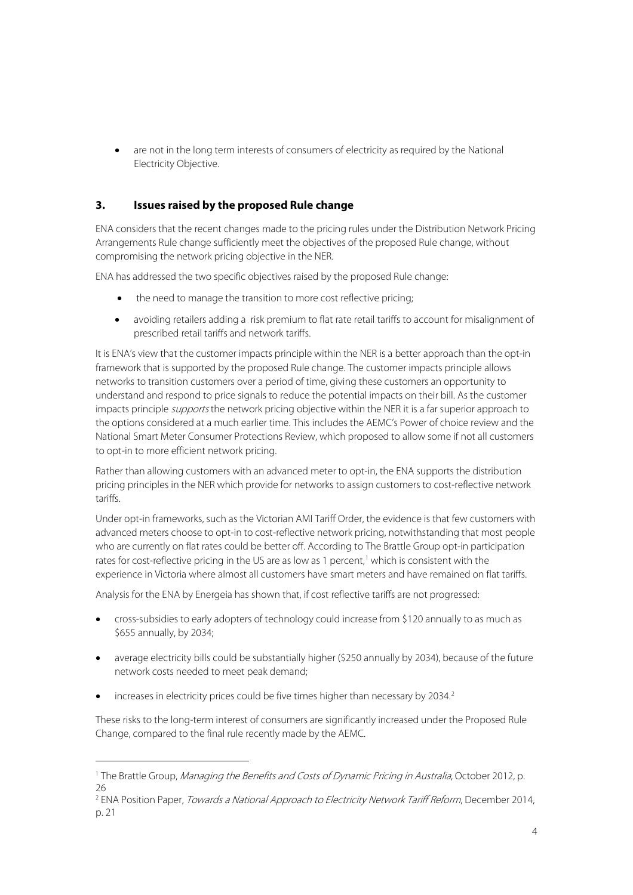- are not in the long term interests of consumers of electricity as required by the National Electricity Objective.

### 3. Issues raised by the proposed Rule change

ENA considers that the recent changes made to the pricing rules under the Distribution Network Pricing Arrangements Rule change sufficiently meet the objectives of the proposed Rule change, without compromising the network pricing objective in the NER.

ENA has addressed the two specific objectives raised by the proposed Rule change:

- the need to manage the transition to more cost reflective pricing;
- avoiding retailers adding a risk premium to flat rate retail tariffs to account for misalignment of prescribed retail tariffs and network tariffs.

It is ENA's view that the customer impacts principle within the NER is a better approach than the opt-in framework that is supported by the proposed Rule change. The customer impacts principle allows networks to transition customers over a period of time, giving these customers an opportunity to understand and respond to price signals to reduce the potential impacts on their bill. As the customer impacts principle *supports* the network pricing objective within the NER it is a far superior approach to the options considered at a much earlier time. This includes the AEMC's Power of choice review and the National Smart Meter Consumer Protections Review, which proposed to allow some if not all customers to opt-in to more efficient network pricing.

Rather than allowing customers with an advanced meter to opt-in, the ENA supports the distribution pricing principles in the NER which provide for networks to assign customers to cost-reflective network tariffs.

Under opt-in frameworks, such as the Victorian AMI Tariff Order, the evidence is that few customers with advanced meters choose to opt-in to cost-reflective network pricing, notwithstanding that most people who are currently on flat rates could be better off. According to The Brattle Group opt-in participation rates for cost-reflective pricing in the US are as low as 1 percent,[1] which is consistent with the experience in Victoria where almost all customers have smart meters and have remained on flat tariffs.

Analysis for the ENA by Energeia has shown that, if cost reflective tariffs are not progressed:

- cross-subsidies to early adopters of technology could increase from $120 annually to as much as $655 annually, by 2034;
- average electricity bills could be substantially higher ($250 annually by 2034), because of the future network costs needed to meet peak demand;
- increases in electricity prices could be five times higher than necessary by 2034.[2]

These risks to the long-term interest of consumers are significantly increased under the Proposed Rule Change, compared to the final rule recently made by the AEMC.

---

[1] The Brattle Group, *Managing the Benefits and Costs of Dynamic Pricing in Australia*, October 2012, p. 26

[2] ENA Position Paper, *Towards a National Approach to Electricity Network Tariff Reform*, December 2014, p. 21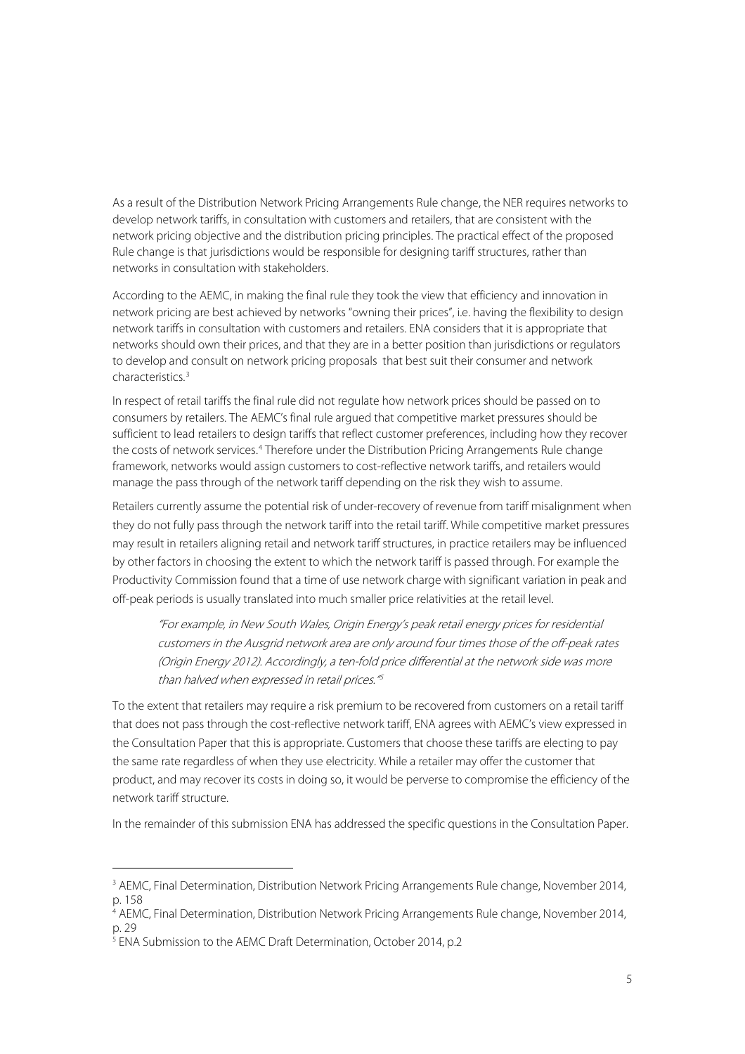As a result of the Distribution Network Pricing Arrangements Rule change, the NER requires networks to develop network tariffs, in consultation with customers and retailers, that are consistent with the network pricing objective and the distribution pricing principles. The practical effect of the proposed Rule change is that jurisdictions would be responsible for designing tariff structures, rather than networks in consultation with stakeholders.

According to the AEMC, in making the final rule they took the view that efficiency and innovation in network pricing are best achieved by networks "owning their prices", i.e. having the flexibility to design network tariffs in consultation with customers and retailers. ENA considers that it is appropriate that networks should own their prices, and that they are in a better position than jurisdictions or regulators to develop and consult on network pricing proposals that best suit their consumer and network characteristics.[3]

In respect of retail tariffs the final rule did not regulate how network prices should be passed on to consumers by retailers. The AEMC's final rule argued that competitive market pressures should be sufficient to lead retailers to design tariffs that reflect customer preferences, including how they recover the costs of network services.[4] Therefore under the Distribution Pricing Arrangements Rule change framework, networks would assign customers to cost-reflective network tariffs, and retailers would manage the pass through of the network tariff depending on the risk they wish to assume.

Retailers currently assume the potential risk of under-recovery of revenue from tariff misalignment when they do not fully pass through the network tariff into the retail tariff. While competitive market pressures may result in retailers aligning retail and network tariff structures, in practice retailers may be influenced by other factors in choosing the extent to which the network tariff is passed through. For example the Productivity Commission found that a time of use network charge with significant variation in peak and off-peak periods is usually translated into much smaller price relativities at the retail level.

> *"For example, in New South Wales, Origin Energy's peak retail energy prices for residential customers in the Ausgrid network area are only around four times those of the off-peak rates (Origin Energy 2012). Accordingly, a ten-fold price differential at the network side was more than halved when expressed in retail prices."*[5]

To the extent that retailers may require a risk premium to be recovered from customers on a retail tariff that does not pass through the cost-reflective network tariff, ENA agrees with AEMC's view expressed in the Consultation Paper that this is appropriate. Customers that choose these tariffs are electing to pay the same rate regardless of when they use electricity. While a retailer may offer the customer that product, and may recover its costs in doing so, it would be perverse to compromise the efficiency of the network tariff structure.

In the remainder of this submission ENA has addressed the specific questions in the Consultation Paper.

---

[3] AEMC, Final Determination, Distribution Network Pricing Arrangements Rule change, November 2014, p. 158

[4] AEMC, Final Determination, Distribution Network Pricing Arrangements Rule change, November 2014, p. 29

[5] ENA Submission to the AEMC Draft Determination, October 2014, p.2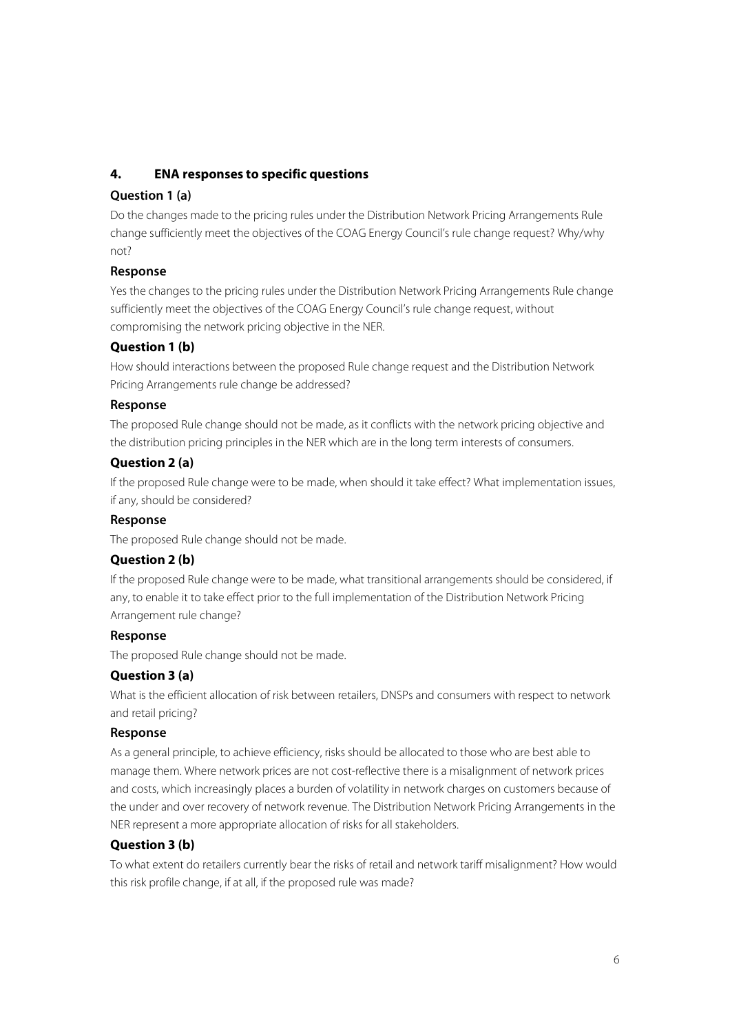## 4. ENA responses to specific questions

### Question 1 (a)

Do the changes made to the pricing rules under the Distribution Network Pricing Arrangements Rule change sufficiently meet the objectives of the COAG Energy Council's rule change request? Why/why not?

### Response

Yes the changes to the pricing rules under the Distribution Network Pricing Arrangements Rule change sufficiently meet the objectives of the COAG Energy Council's rule change request, without compromising the network pricing objective in the NER.

### Question 1 (b)

How should interactions between the proposed Rule change request and the Distribution Network Pricing Arrangements rule change be addressed?

### Response

The proposed Rule change should not be made, as it conflicts with the network pricing objective and the distribution pricing principles in the NER which are in the long term interests of consumers.

### Question 2 (a)

If the proposed Rule change were to be made, when should it take effect? What implementation issues, if any, should be considered?

### Response

The proposed Rule change should not be made.

### Question 2 (b)

If the proposed Rule change were to be made, what transitional arrangements should be considered, if any, to enable it to take effect prior to the full implementation of the Distribution Network Pricing Arrangement rule change?

### Response

The proposed Rule change should not be made.

### Question 3 (a)

What is the efficient allocation of risk between retailers, DNSPs and consumers with respect to network and retail pricing?

### Response

As a general principle, to achieve efficiency, risks should be allocated to those who are best able to manage them. Where network prices are not cost-reflective there is a misalignment of network prices and costs, which increasingly places a burden of volatility in network charges on customers because of the under and over recovery of network revenue. The Distribution Network Pricing Arrangements in the NER represent a more appropriate allocation of risks for all stakeholders.

### Question 3 (b)

To what extent do retailers currently bear the risks of retail and network tariff misalignment? How would this risk profile change, if at all, if the proposed rule was made?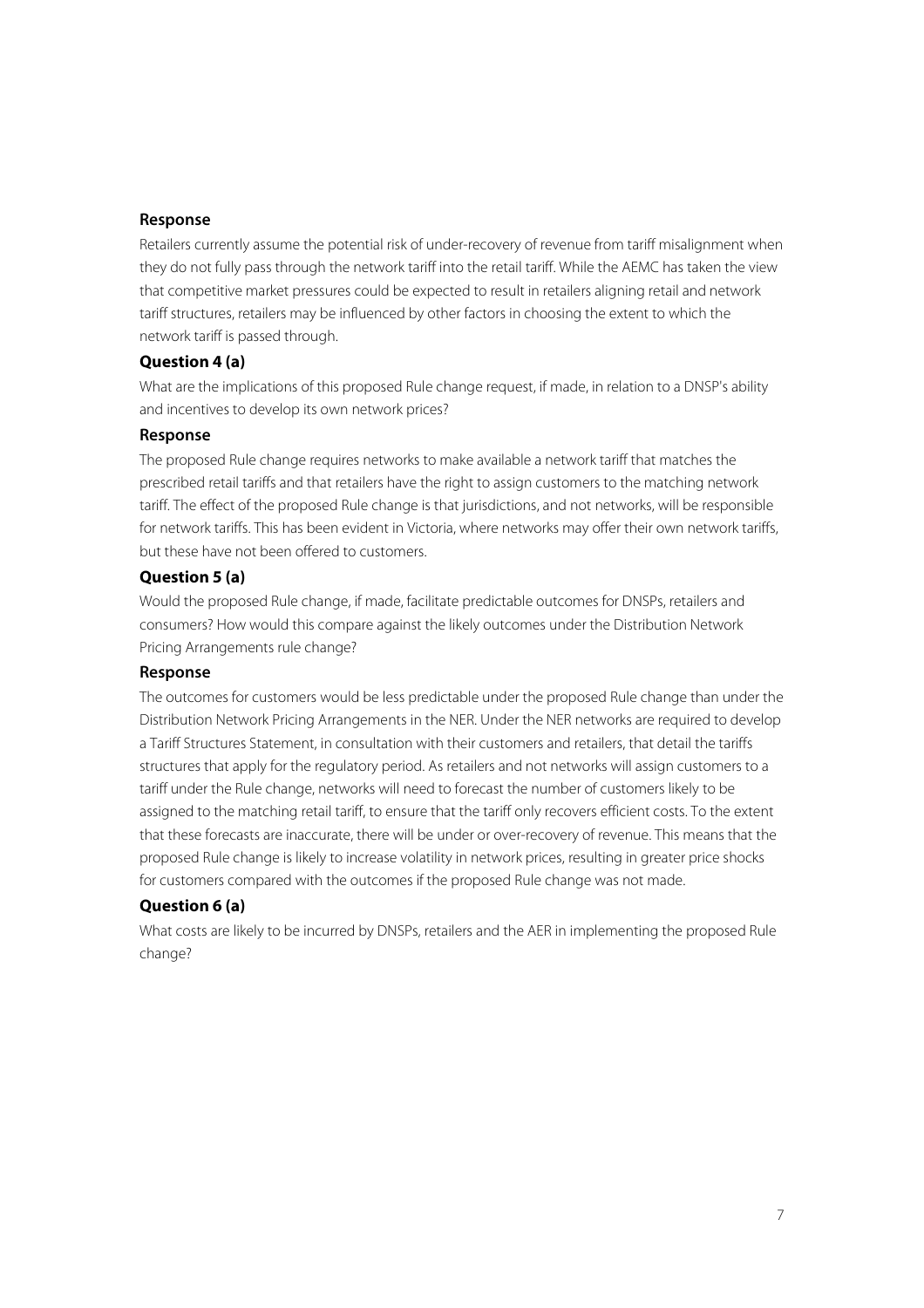### Response

Retailers currently assume the potential risk of under-recovery of revenue from tariff misalignment when they do not fully pass through the network tariff into the retail tariff. While the AEMC has taken the view that competitive market pressures could be expected to result in retailers aligning retail and network tariff structures, retailers may be influenced by other factors in choosing the extent to which the network tariff is passed through.

### Question 4 (a)

What are the implications of this proposed Rule change request, if made, in relation to a DNSP's ability and incentives to develop its own network prices?

### Response

The proposed Rule change requires networks to make available a network tariff that matches the prescribed retail tariffs and that retailers have the right to assign customers to the matching network tariff. The effect of the proposed Rule change is that jurisdictions, and not networks, will be responsible for network tariffs. This has been evident in Victoria, where networks may offer their own network tariffs, but these have not been offered to customers.

### Question 5 (a)

Would the proposed Rule change, if made, facilitate predictable outcomes for DNSPs, retailers and consumers? How would this compare against the likely outcomes under the Distribution Network Pricing Arrangements rule change?

### Response

The outcomes for customers would be less predictable under the proposed Rule change than under the Distribution Network Pricing Arrangements in the NER. Under the NER networks are required to develop a Tariff Structures Statement, in consultation with their customers and retailers, that detail the tariffs structures that apply for the regulatory period. As retailers and not networks will assign customers to a tariff under the Rule change, networks will need to forecast the number of customers likely to be assigned to the matching retail tariff, to ensure that the tariff only recovers efficient costs. To the extent that these forecasts are inaccurate, there will be under or over-recovery of revenue. This means that the proposed Rule change is likely to increase volatility in network prices, resulting in greater price shocks for customers compared with the outcomes if the proposed Rule change was not made.

### Question 6 (a)

What costs are likely to be incurred by DNSPs, retailers and the AER in implementing the proposed Rule change?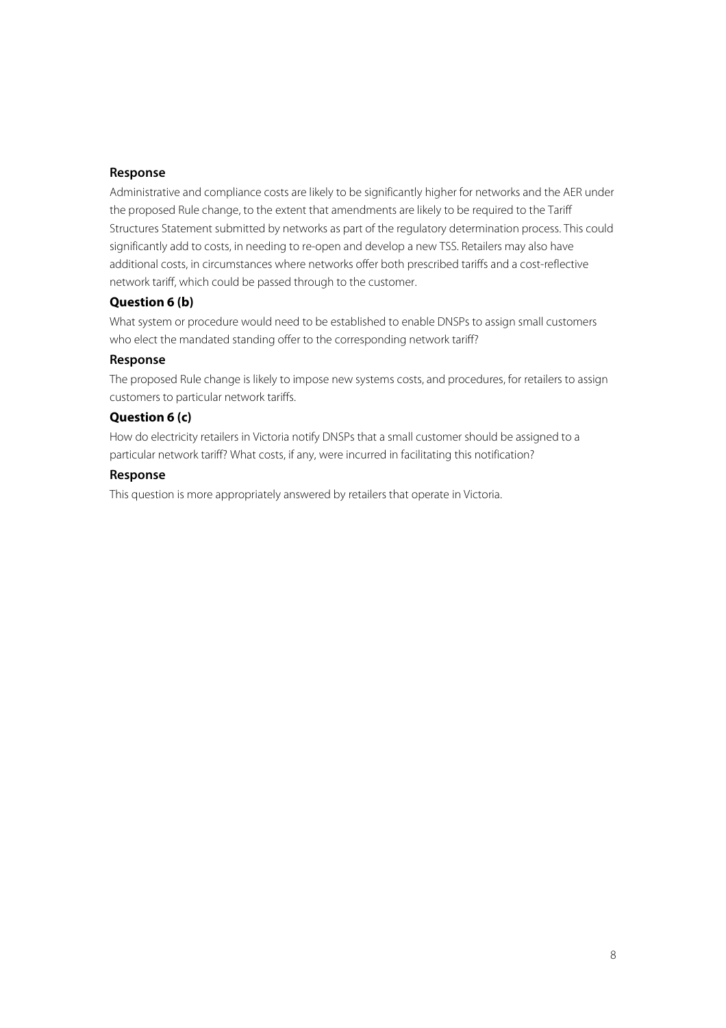### Response

Administrative and compliance costs are likely to be significantly higher for networks and the AER under the proposed Rule change, to the extent that amendments are likely to be required to the Tariff Structures Statement submitted by networks as part of the regulatory determination process. This could significantly add to costs, in needing to re-open and develop a new TSS. Retailers may also have additional costs, in circumstances where networks offer both prescribed tariffs and a cost-reflective network tariff, which could be passed through to the customer.

### Question 6 (b)

What system or procedure would need to be established to enable DNSPs to assign small customers who elect the mandated standing offer to the corresponding network tariff?

### Response

The proposed Rule change is likely to impose new systems costs, and procedures, for retailers to assign customers to particular network tariffs.

### Question 6 (c)

How do electricity retailers in Victoria notify DNSPs that a small customer should be assigned to a particular network tariff? What costs, if any, were incurred in facilitating this notification?

### Response

This question is more appropriately answered by retailers that operate in Victoria.